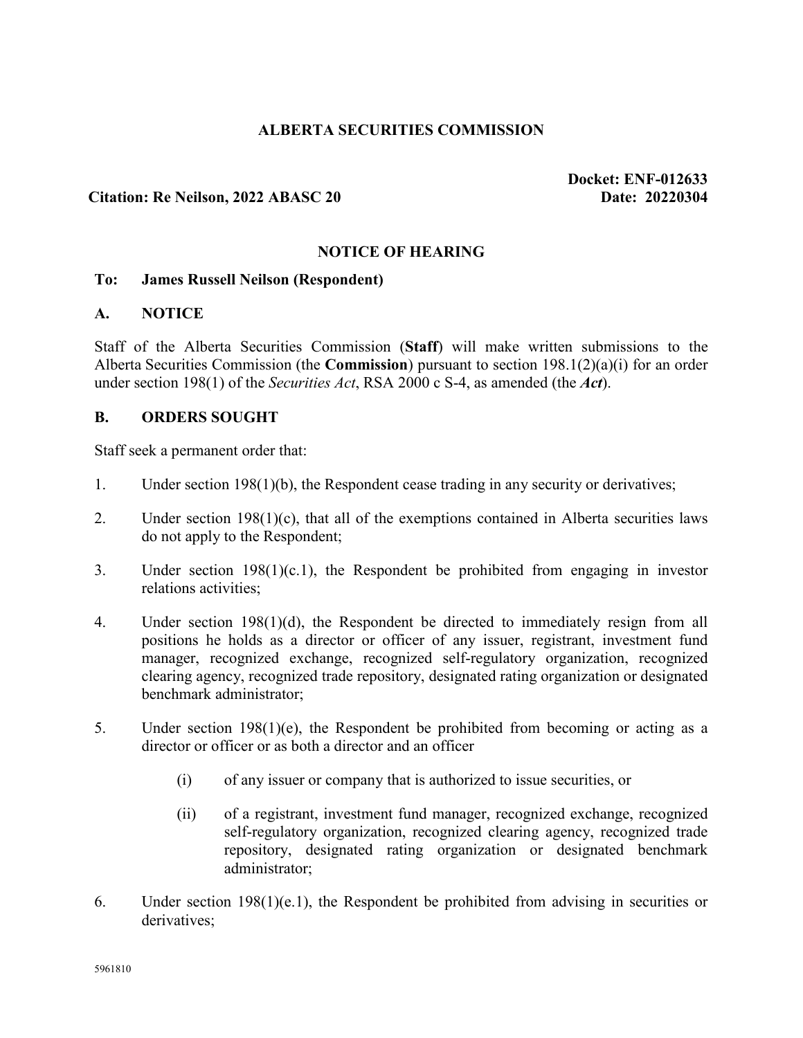# ALBERTA SECURITIES COMMISSION

**Citation: Re Neilson, 2022 ABASC 20**

**Docket: ENF-012633**
**Date: 20220304**

## NOTICE OF HEARING

**To: James Russell Neilson (Respondent)**

### A. NOTICE

Staff of the Alberta Securities Commission (**Staff**) will make written submissions to the Alberta Securities Commission (the **Commission**) pursuant to section 198.1(2)(a)(i) for an order under section 198(1) of the *Securities Act*, RSA 2000 c S-4, as amended (the ***Act***).

### B. ORDERS SOUGHT

Staff seek a permanent order that:

1. Under section 198(1)(b), the Respondent cease trading in any security or derivatives;

2. Under section 198(1)(c), that all of the exemptions contained in Alberta securities laws do not apply to the Respondent;

3. Under section 198(1)(c.1), the Respondent be prohibited from engaging in investor relations activities;

4. Under section 198(1)(d), the Respondent be directed to immediately resign from all positions he holds as a director or officer of any issuer, registrant, investment fund manager, recognized exchange, recognized self-regulatory organization, recognized clearing agency, recognized trade repository, designated rating organization or designated benchmark administrator;

5. Under section 198(1)(e), the Respondent be prohibited from becoming or acting as a director or officer or as both a director and an officer

   (i) of any issuer or company that is authorized to issue securities, or

   (ii) of a registrant, investment fund manager, recognized exchange, recognized self-regulatory organization, recognized clearing agency, recognized trade repository, designated rating organization or designated benchmark administrator;

6. Under section 198(1)(e.1), the Respondent be prohibited from advising in securities or derivatives;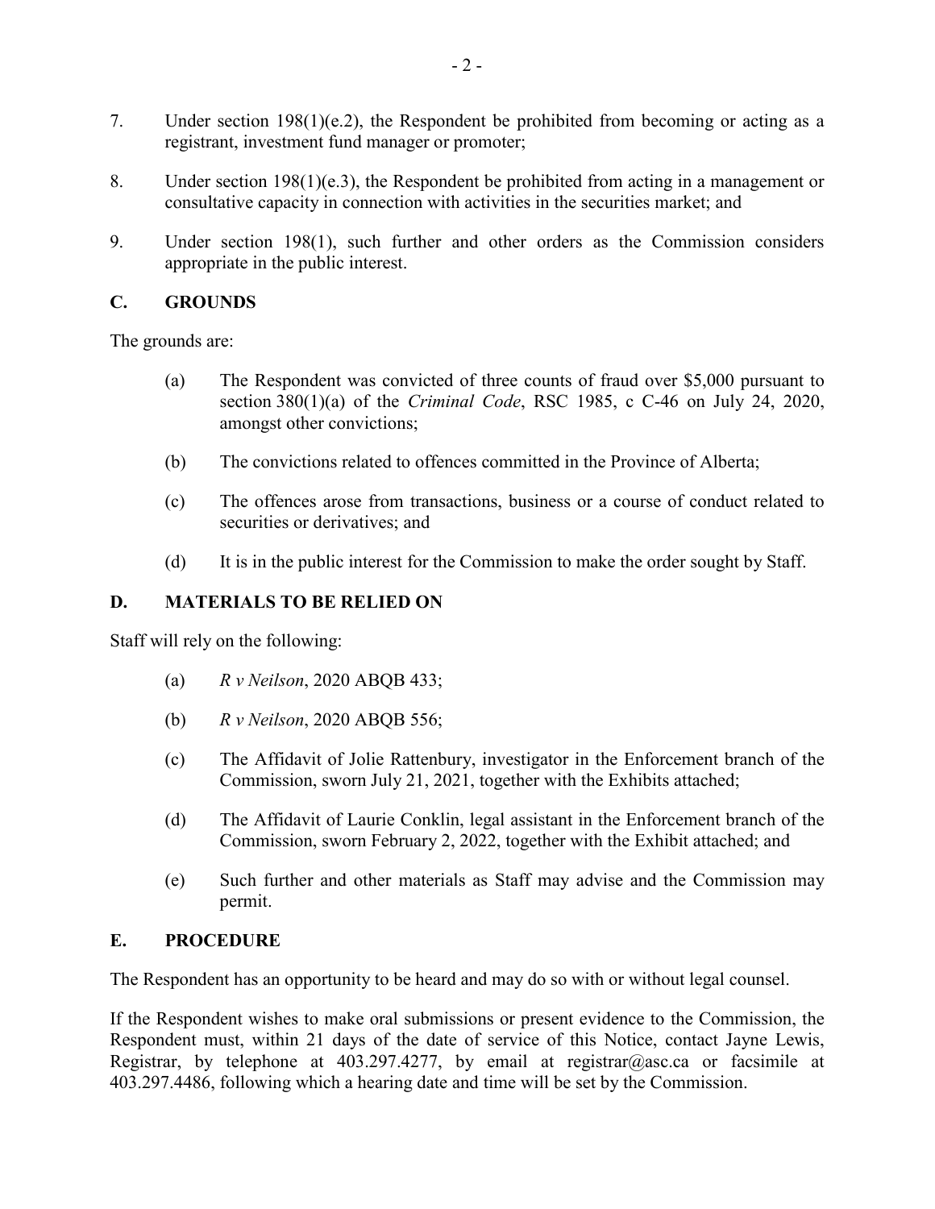7. Under section 198(1)(e.2), the Respondent be prohibited from becoming or acting as a registrant, investment fund manager or promoter;

8. Under section 198(1)(e.3), the Respondent be prohibited from acting in a management or consultative capacity in connection with activities in the securities market; and

9. Under section 198(1), such further and other orders as the Commission considers appropriate in the public interest.

## C. GROUNDS

The grounds are:

(a) The Respondent was convicted of three counts of fraud over $5,000 pursuant to section 380(1)(a) of the *Criminal Code*, RSC 1985, c C-46 on July 24, 2020, amongst other convictions;

(b) The convictions related to offences committed in the Province of Alberta;

(c) The offences arose from transactions, business or a course of conduct related to securities or derivatives; and

(d) It is in the public interest for the Commission to make the order sought by Staff.

## D. MATERIALS TO BE RELIED ON

Staff will rely on the following:

(a) *R v Neilson*, 2020 ABQB 433;

(b) *R v Neilson*, 2020 ABQB 556;

(c) The Affidavit of Jolie Rattenbury, investigator in the Enforcement branch of the Commission, sworn July 21, 2021, together with the Exhibits attached;

(d) The Affidavit of Laurie Conklin, legal assistant in the Enforcement branch of the Commission, sworn February 2, 2022, together with the Exhibit attached; and

(e) Such further and other materials as Staff may advise and the Commission may permit.

## E. PROCEDURE

The Respondent has an opportunity to be heard and may do so with or without legal counsel.

If the Respondent wishes to make oral submissions or present evidence to the Commission, the Respondent must, within 21 days of the date of service of this Notice, contact Jayne Lewis, Registrar, by telephone at 403.297.4277, by email at registrar@asc.ca or facsimile at 403.297.4486, following which a hearing date and time will be set by the Commission.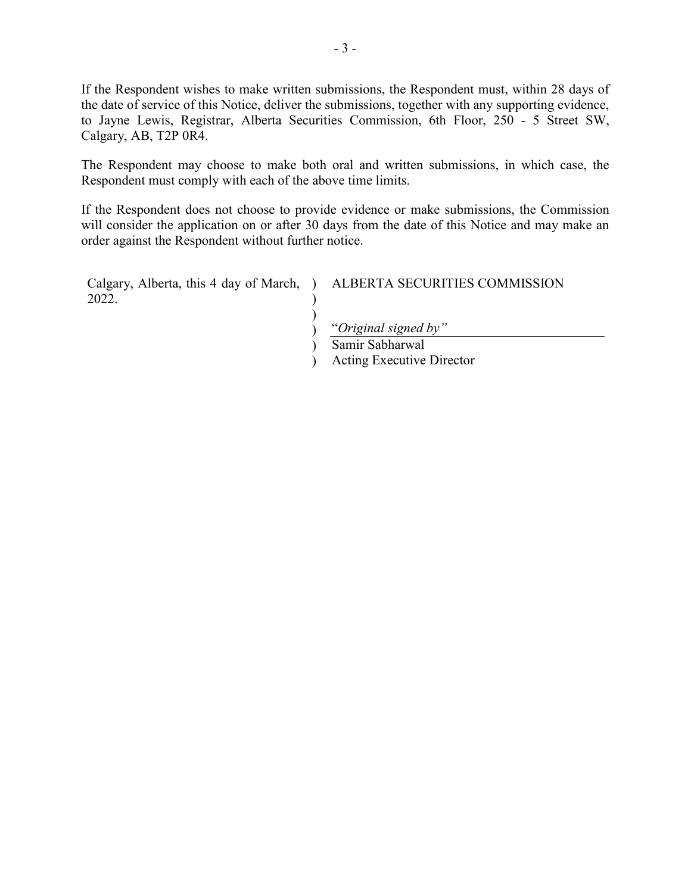If the Respondent wishes to make written submissions, the Respondent must, within 28 days of the date of service of this Notice, deliver the submissions, together with any supporting evidence, to Jayne Lewis, Registrar, Alberta Securities Commission, 6th Floor, 250 - 5 Street SW, Calgary, AB, T2P 0R4.

The Respondent may choose to make both oral and written submissions, in which case, the Respondent must comply with each of the above time limits.

If the Respondent does not choose to provide evidence or make submissions, the Commission will consider the application on or after 30 days from the date of this Notice and may make an order against the Respondent without further notice.

Calgary, Alberta, this 4 day of March, 2022.

ALBERTA SECURITIES COMMISSION

"*Original signed by*"

Samir Sabharwal
Acting Executive Director